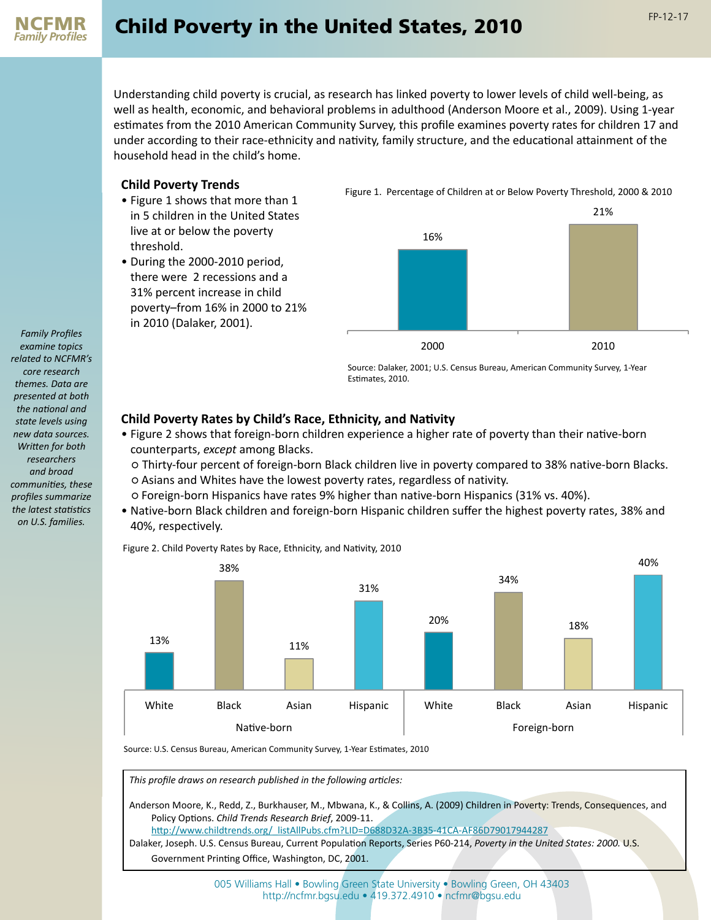NCFMR *Family Profiles*

# Child Poverty in the United States, 2010

FP-12-17

Understanding child poverty is crucial, as research has linked poverty to lower levels of child well-being, as well as health, economic, and behavioral problems in adulthood (Anderson Moore et al., 2009). Using 1-year estimates from the 2010 American Community Survey, this profile examines poverty rates for children 17 and under according to their race-ethnicity and nativity, family structure, and the educational attainment of the household head in the child's home.

*Family Profiles examine topics related to NCFMR's core research themes. Data are presented at both the national and state levels using new data sources. Written for both researchers and broad communities, these profiles summarize the latest statistics on U.S. families.*

## Child Poverty Trends

- Figure 1 shows that more than 1 in 5 children in the United States live at or below the poverty threshold.
- During the 2000-2010 period, there were 2 recessions and a 31% percent increase in child poverty–from 16% in 2000 to 21% in 2010 (Dalaker, 2001).

Figure 1. Percentage of Children at or Below Poverty Threshold, 2000 & 2010

| Year | Percentage |
|---|---|
| 2000 | 16% |
| 2010 | 21% |

Source: Dalaker, 2001; U.S. Census Bureau, American Community Survey, 1-Year Estimates, 2010.

## Child Poverty Rates by Child's Race, Ethnicity, and Nativity

- Figure 2 shows that foreign-born children experience a higher rate of poverty than their native-born counterparts, *except* among Blacks.
  - Thirty-four percent of foreign-born Black children live in poverty compared to 38% native-born Blacks.
  - Asians and Whites have the lowest poverty rates, regardless of nativity.
  - Foreign-born Hispanics have rates 9% higher than native-born Hispanics (31% vs. 40%).
- Native-born Black children and foreign-born Hispanic children suffer the highest poverty rates, 38% and 40%, respectively.

Figure 2. Child Poverty Rates by Race, Ethnicity, and Nativity, 2010

| | White | Black | Asian | Hispanic |
|---|---|---|---|---|
| Native-born | 13% | 38% | 11% | 31% |
| Foreign-born | 20% | 34% | 18% | 40% |

Source: U.S. Census Bureau, American Community Survey, 1-Year Estimates, 2010

*This profile draws on research published in the following articles:*

Anderson Moore, K., Redd, Z., Burkhauser, M., Mbwana, K., & Collins, A. (2009) Children in Poverty: Trends, Consequences, and Policy Options. *Child Trends Research Brief*, 2009-11. http://www.childtrends.org/_listAllPubs.cfm?LID=D688D32A-3B35-41CA-AF86D79017944287

Dalaker, Joseph. U.S. Census Bureau, Current Population Reports, Series P60-214, *Poverty in the United States: 2000.* U.S. Government Printing Office, Washington, DC, 2001.

005 Williams Hall • Bowling Green State University • Bowling Green, OH 43403
http://ncfmr.bgsu.edu • 419.372.4910 • ncfmr@bgsu.edu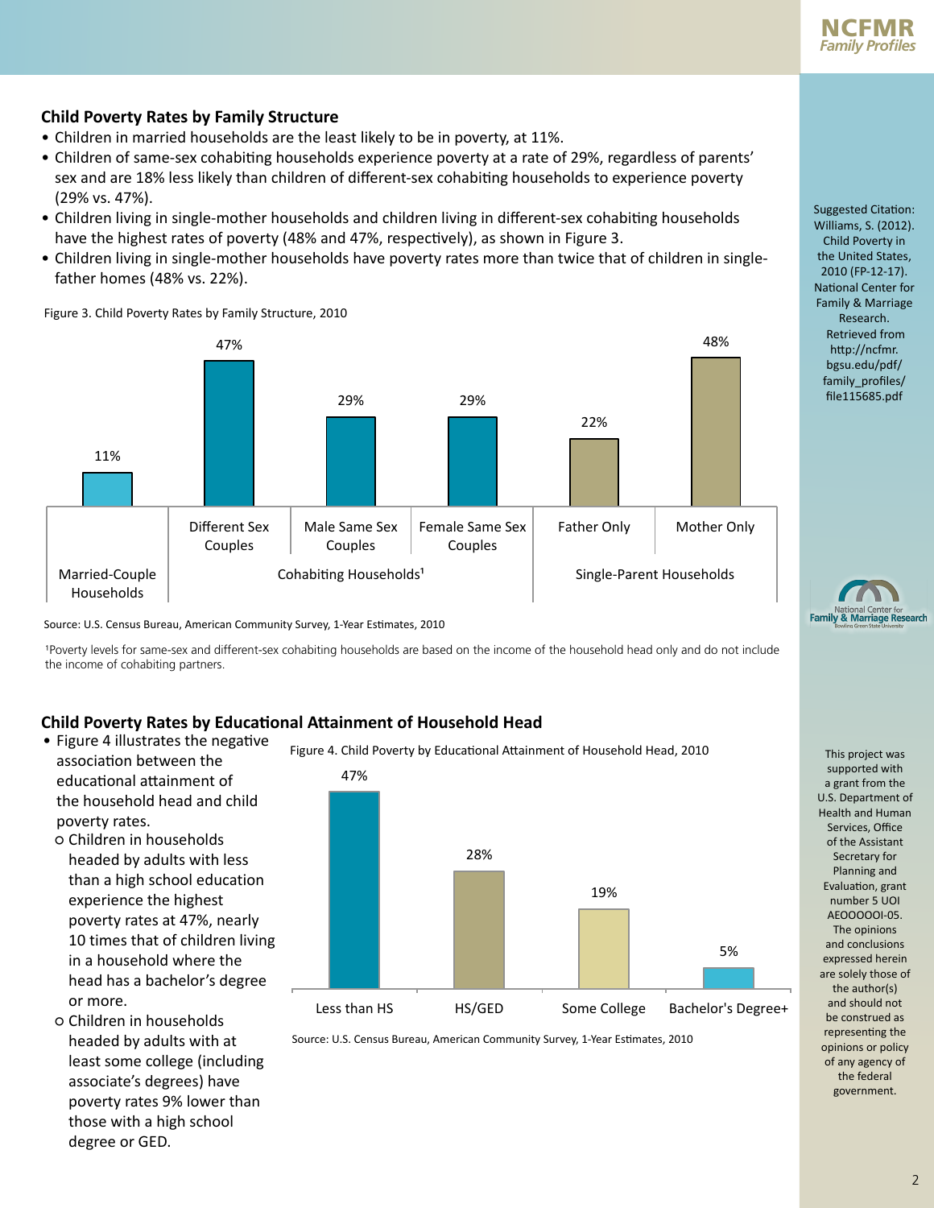## Child Poverty Rates by Family Structure

- Children in married households are the least likely to be in poverty, at 11%.
- Children of same-sex cohabiting households experience poverty at a rate of 29%, regardless of parents' sex and are 18% less likely than children of different-sex cohabiting households to experience poverty (29% vs. 47%).
- Children living in single-mother households and children living in different-sex cohabiting households have the highest rates of poverty (48% and 47%, respectively), as shown in Figure 3.
- Children living in single-mother households have poverty rates more than twice that of children in single-father homes (48% vs. 22%).

Figure 3. Child Poverty Rates by Family Structure, 2010

11%
47%
29%
29%
22%
48%

Married-Couple Households
Different Sex Couples
Male Same Sex Couples
Female Same Sex Couples
Cohabiting Households[1]
Father Only
Mother Only
Single-Parent Households

Source: U.S. Census Bureau, American Community Survey, 1-Year Estimates, 2010

[1]Poverty levels for same-sex and different-sex cohabiting households are based on the income of the household head only and do not include the income of cohabiting partners.

## Child Poverty Rates by Educational Attainment of Household Head

- Figure 4 illustrates the negative association between the educational attainment of the household head and child poverty rates.
  - Children in households headed by adults with less than a high school education experience the highest poverty rates at 47%, nearly 10 times that of children living in a household where the head has a bachelor's degree or more.
  - Children in households headed by adults with at least some college (including associate's degrees) have poverty rates 9% lower than those with a high school degree or GED.

Figure 4. Child Poverty by Educational Attainment of Household Head, 2010

47%
28%
19%
5%

Less than HS
HS/GED
Some College
Bachelor's Degree+

Source: U.S. Census Bureau, American Community Survey, 1-Year Estimates, 2010

Suggested Citation: Williams, S. (2012). Child Poverty in the United States, 2010 (FP-12-17). National Center for Family & Marriage Research. Retrieved from http://ncfmr.bgsu.edu/pdf/family_profiles/file115685.pdf

This project was supported with a grant from the U.S. Department of Health and Human Services, Office of the Assistant Secretary for Planning and Evaluation, grant number 5 UOI AEOOOOOI-05. The opinions and conclusions expressed herein are solely those of the author(s) and should not be construed as representing the opinions or policy of any agency of the federal government.